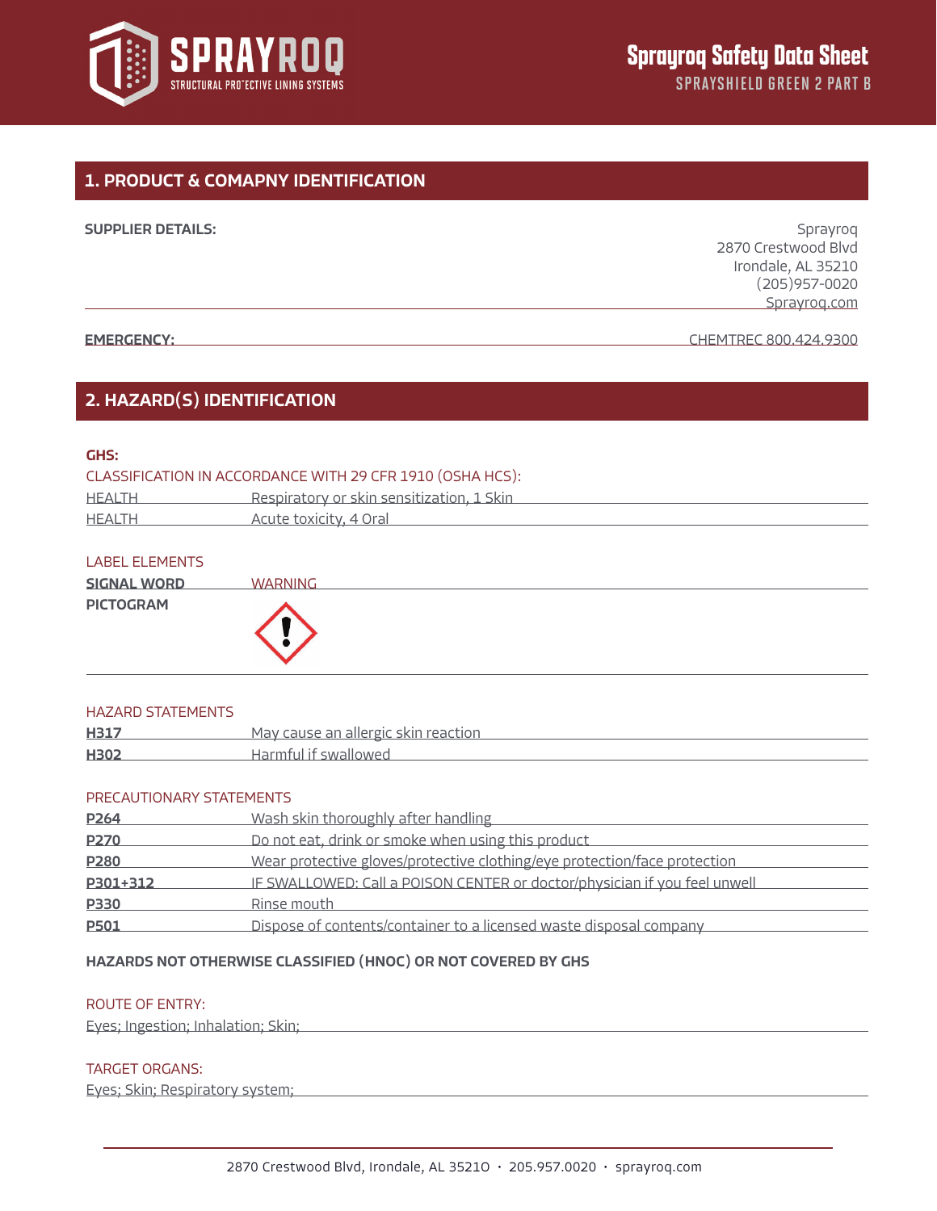# Sprayroq Safety Data Sheet

SPRAYSHIELD GREEN 2 PART B

## 1. PRODUCT & COMAPNY IDENTIFICATION

**SUPPLIER DETAILS:**

Sprayroq
2870 Crestwood Blvd
Irondale, AL 35210
(205)957-0020
Sprayroq.com

**EMERGENCY:** CHEMTREC 800.424.9300

## 2. HAZARD(S) IDENTIFICATION

**GHS:**

CLASSIFICATION IN ACCORDANCE WITH 29 CFR 1910 (OSHA HCS):

| | |
|---|---|
| HEALTH | Respiratory or skin sensitization, 1 Skin |
| HEALTH | Acute toxicity, 4 Oral |

LABEL ELEMENTS

| | |
|---|---|
| **SIGNAL WORD** | WARNING |
| **PICTOGRAM** | |

HAZARD STATEMENTS

| | |
|---|---|
| **H317** | May cause an allergic skin reaction |
| **H302** | Harmful if swallowed |

PRECAUTIONARY STATEMENTS

| | |
|---|---|
| **P264** | Wash skin thoroughly after handling |
| **P270** | Do not eat, drink or smoke when using this product |
| **P280** | Wear protective gloves/protective clothing/eye protection/face protection |
| **P301+312** | IF SWALLOWED: Call a POISON CENTER or doctor/physician if you feel unwell |
| **P330** | Rinse mouth |
| **P501** | Dispose of contents/container to a licensed waste disposal company |

**HAZARDS NOT OTHERWISE CLASSIFIED (HNOC) OR NOT COVERED BY GHS**

ROUTE OF ENTRY:

Eyes; Ingestion; Inhalation; Skin;

TARGET ORGANS:

Eyes; Skin; Respiratory system;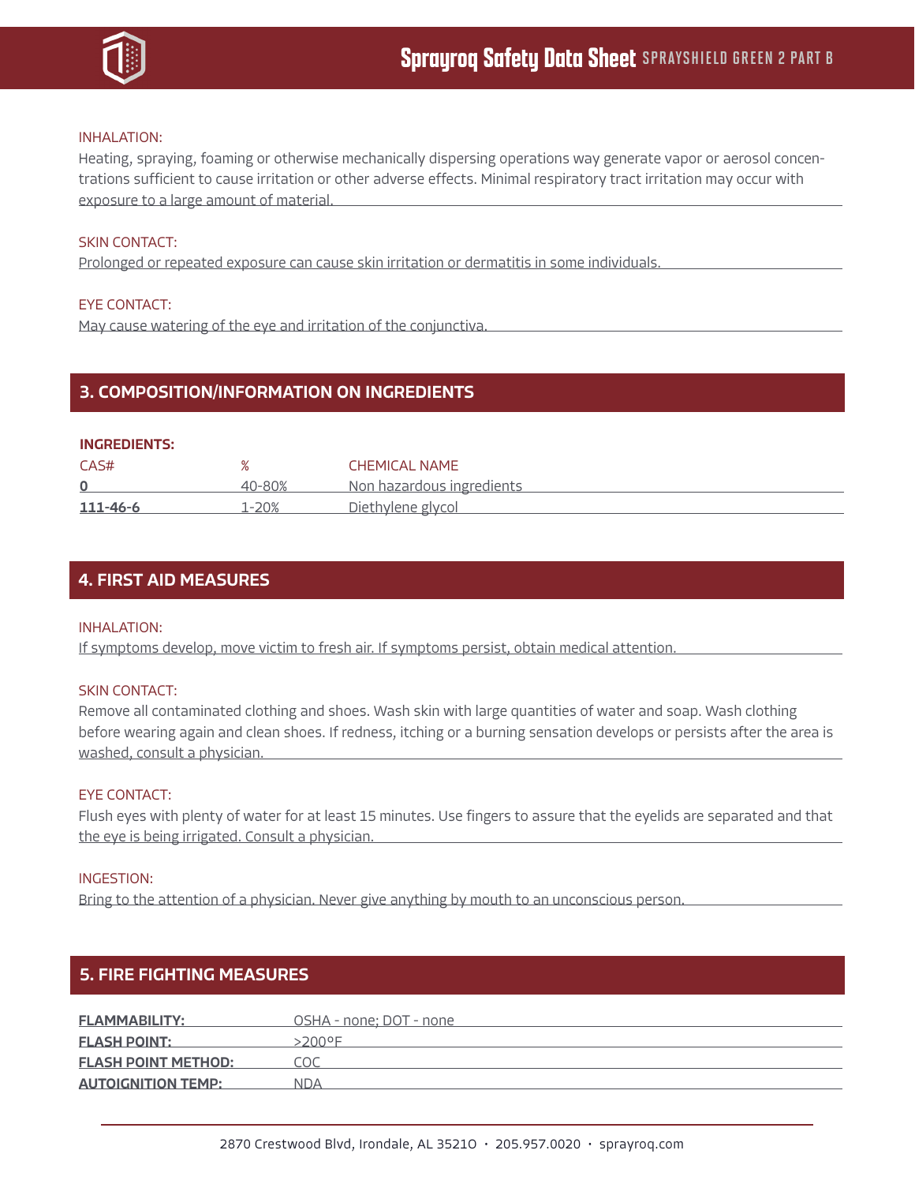INHALATION:

Heating, spraying, foaming or otherwise mechanically dispersing operations way generate vapor or aerosol concentrations sufficient to cause irritation or other adverse effects. Minimal respiratory tract irritation may occur with exposure to a large amount of material.

SKIN CONTACT:

Prolonged or repeated exposure can cause skin irritation or dermatitis in some individuals.

EYE CONTACT:

May cause watering of the eye and irritation of the conjunctiva.

## 3. COMPOSITION/INFORMATION ON INGREDIENTS

**INGREDIENTS:**

| CAS# | % | CHEMICAL NAME |
|---|---|---|
| **0** | 40-80% | Non hazardous ingredients |
| **111-46-6** | 1-20% | Diethylene glycol |

## 4. FIRST AID MEASURES

INHALATION:

If symptoms develop, move victim to fresh air. If symptoms persist, obtain medical attention.

SKIN CONTACT:

Remove all contaminated clothing and shoes. Wash skin with large quantities of water and soap. Wash clothing before wearing again and clean shoes. If redness, itching or a burning sensation develops or persists after the area is washed, consult a physician.

EYE CONTACT:

Flush eyes with plenty of water for at least 15 minutes. Use fingers to assure that the eyelids are separated and that the eye is being irrigated. Consult a physician.

INGESTION:

Bring to the attention of a physician. Never give anything by mouth to an unconscious person.

## 5. FIRE FIGHTING MEASURES

| | |
|---|---|
| **FLAMMABILITY:** | OSHA - none; DOT - none |
| **FLASH POINT:** | >200°F |
| **FLASH POINT METHOD:** | COC |
| **AUTOIGNITION TEMP:** | NDA |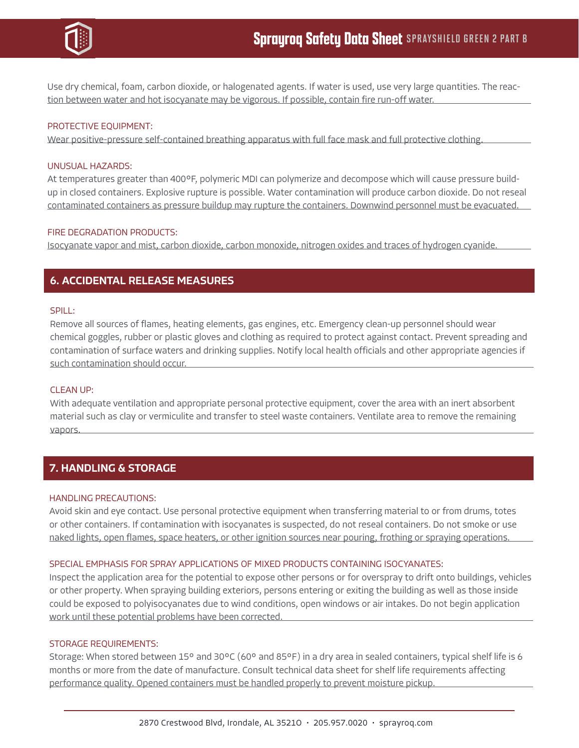Use dry chemical, foam, carbon dioxide, or halogenated agents. If water is used, use very large quantities. The reaction between water and hot isocyanate may be vigorous. If possible, contain fire run-off water.

PROTECTIVE EQUIPMENT:

Wear positive-pressure self-contained breathing apparatus with full face mask and full protective clothing.

UNUSUAL HAZARDS:

At temperatures greater than 400°F, polymeric MDI can polymerize and decompose which will cause pressure build-up in closed containers. Explosive rupture is possible. Water contamination will produce carbon dioxide. Do not reseal contaminated containers as pressure buildup may rupture the containers. Downwind personnel must be evacuated.

FIRE DEGRADATION PRODUCTS:

Isocyanate vapor and mist, carbon dioxide, carbon monoxide, nitrogen oxides and traces of hydrogen cyanide.

## 6. ACCIDENTAL RELEASE MEASURES

SPILL:

Remove all sources of flames, heating elements, gas engines, etc. Emergency clean-up personnel should wear chemical goggles, rubber or plastic gloves and clothing as required to protect against contact. Prevent spreading and contamination of surface waters and drinking supplies. Notify local health officials and other appropriate agencies if such contamination should occur.

CLEAN UP:

With adequate ventilation and appropriate personal protective equipment, cover the area with an inert absorbent material such as clay or vermiculite and transfer to steel waste containers. Ventilate area to remove the remaining vapors.

## 7. HANDLING & STORAGE

HANDLING PRECAUTIONS:

Avoid skin and eye contact. Use personal protective equipment when transferring material to or from drums, totes or other containers. If contamination with isocyanates is suspected, do not reseal containers. Do not smoke or use naked lights, open flames, space heaters, or other ignition sources near pouring, frothing or spraying operations.

SPECIAL EMPHASIS FOR SPRAY APPLICATIONS OF MIXED PRODUCTS CONTAINING ISOCYANATES:

Inspect the application area for the potential to expose other persons or for overspray to drift onto buildings, vehicles or other property. When spraying building exteriors, persons entering or exiting the building as well as those inside could be exposed to polyisocyanates due to wind conditions, open windows or air intakes. Do not begin application work until these potential problems have been corrected.

STORAGE REQUIREMENTS:

Storage: When stored between 15° and 30°C (60° and 85°F) in a dry area in sealed containers, typical shelf life is 6 months or more from the date of manufacture. Consult technical data sheet for shelf life requirements affecting performance quality. Opened containers must be handled properly to prevent moisture pickup.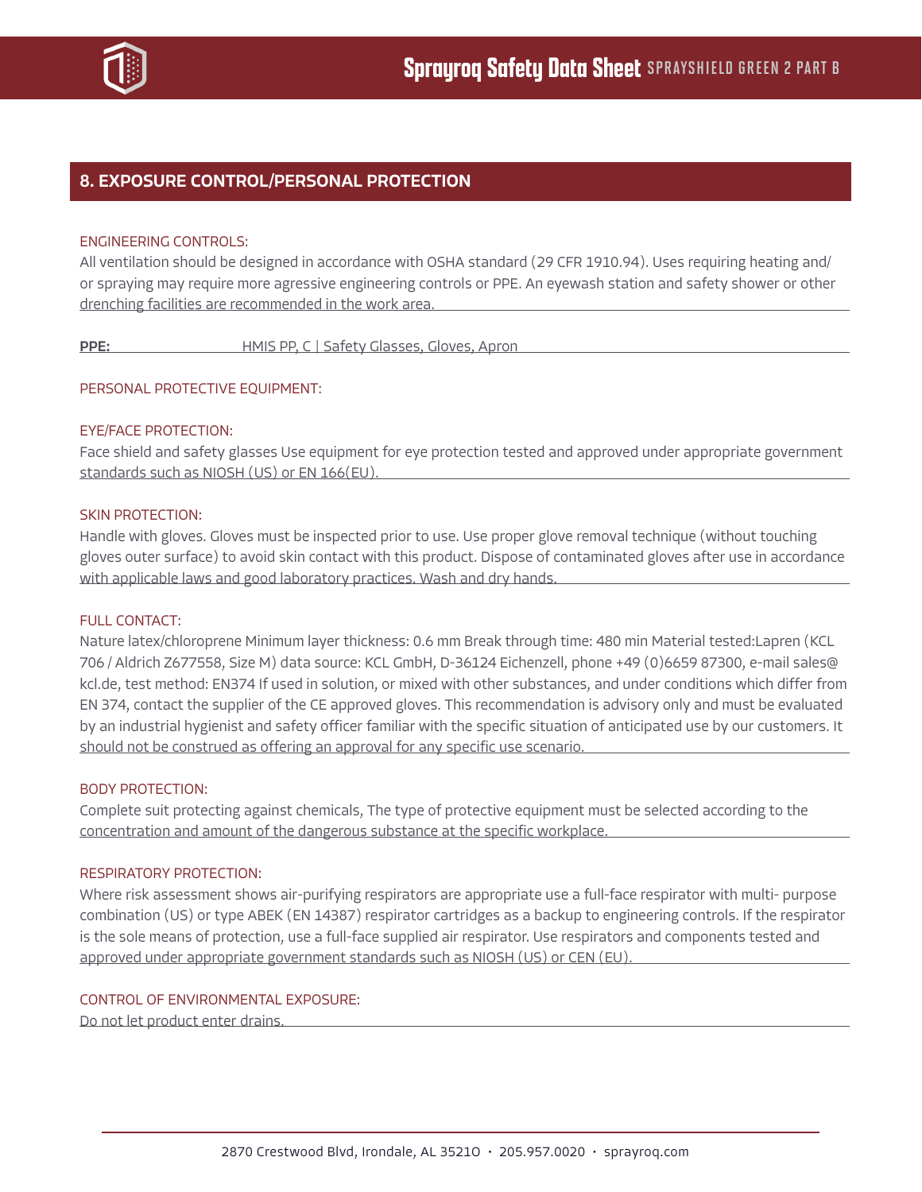## 8. EXPOSURE CONTROL/PERSONAL PROTECTION

ENGINEERING CONTROLS:

All ventilation should be designed in accordance with OSHA standard (29 CFR 1910.94). Uses requiring heating and/or spraying may require more agressive engineering controls or PPE. An eyewash station and safety shower or other drenching facilities are recommended in the work area.

**PPE:** HMIS PP, C | Safety Glasses, Gloves, Apron

PERSONAL PROTECTIVE EQUIPMENT:

EYE/FACE PROTECTION:

Face shield and safety glasses Use equipment for eye protection tested and approved under appropriate government standards such as NIOSH (US) or EN 166(EU).

SKIN PROTECTION:

Handle with gloves. Gloves must be inspected prior to use. Use proper glove removal technique (without touching gloves outer surface) to avoid skin contact with this product. Dispose of contaminated gloves after use in accordance with applicable laws and good laboratory practices. Wash and dry hands.

FULL CONTACT:

Nature latex/chloroprene Minimum layer thickness: 0.6 mm Break through time: 480 min Material tested:Lapren (KCL 706 / Aldrich Z677558, Size M) data source: KCL GmbH, D-36124 Eichenzell, phone +49 (0)6659 87300, e-mail sales@kcl.de, test method: EN374 If used in solution, or mixed with other substances, and under conditions which differ from EN 374, contact the supplier of the CE approved gloves. This recommendation is advisory only and must be evaluated by an industrial hygienist and safety officer familiar with the specific situation of anticipated use by our customers. It should not be construed as offering an approval for any specific use scenario.

BODY PROTECTION:

Complete suit protecting against chemicals, The type of protective equipment must be selected according to the concentration and amount of the dangerous substance at the specific workplace.

RESPIRATORY PROTECTION:

Where risk assessment shows air-purifying respirators are appropriate use a full-face respirator with multi- purpose combination (US) or type ABEK (EN 14387) respirator cartridges as a backup to engineering controls. If the respirator is the sole means of protection, use a full-face supplied air respirator. Use respirators and components tested and approved under appropriate government standards such as NIOSH (US) or CEN (EU).

CONTROL OF ENVIRONMENTAL EXPOSURE:

Do not let product enter drains.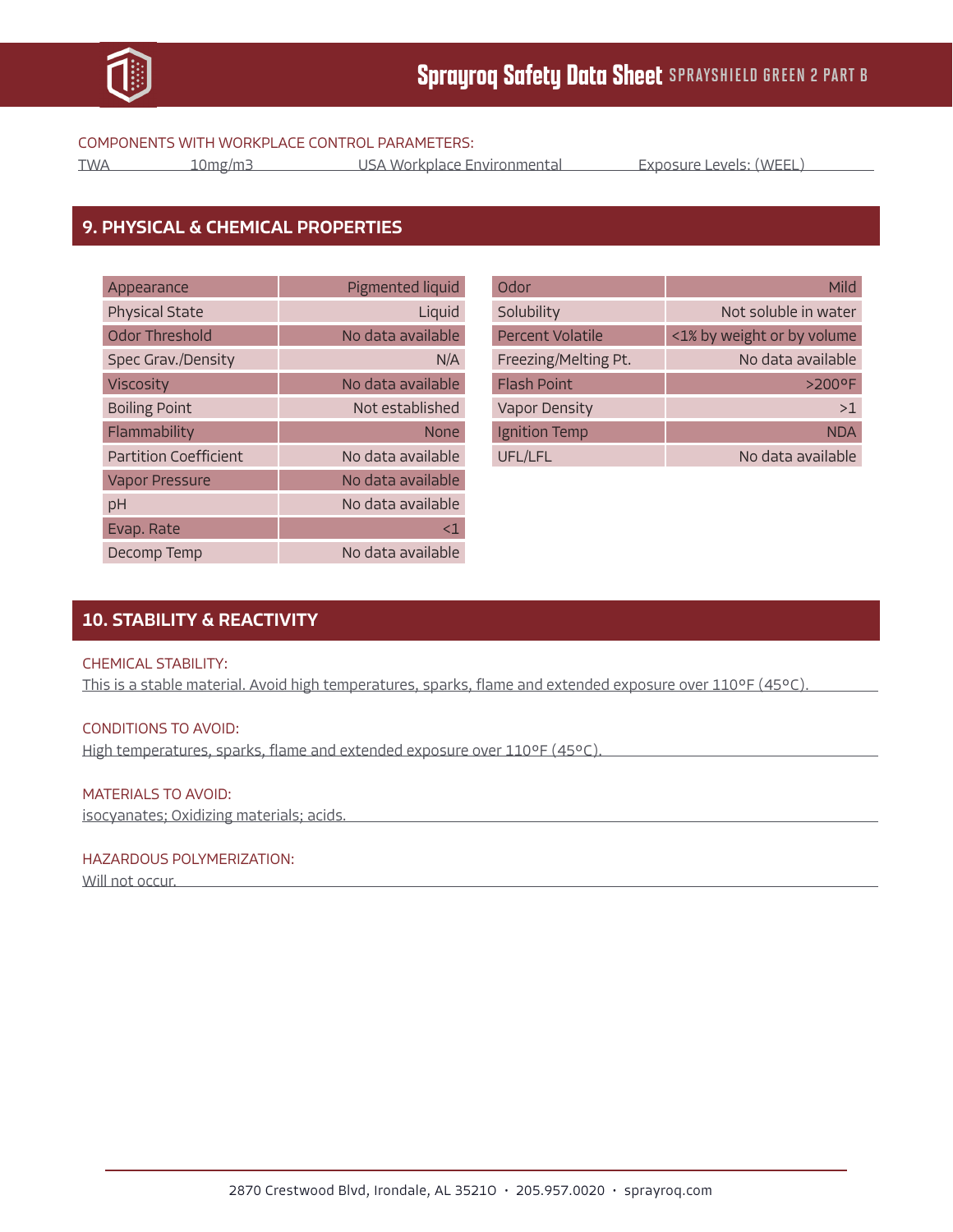COMPONENTS WITH WORKPLACE CONTROL PARAMETERS:

| TWA | 10mg/m3 | USA Workplace Environmental | Exposure Levels: (WEEL) |
|---|---|---|---|

## 9. PHYSICAL & CHEMICAL PROPERTIES

| Property | Value |
|---|---|
| Appearance | Pigmented liquid |
| Physical State | Liquid |
| Odor Threshold | No data available |
| Spec Grav./Density | N/A |
| Viscosity | No data available |
| Boiling Point | Not established |
| Flammability | None |
| Partition Coefficient | No data available |
| Vapor Pressure | No data available |
| pH | No data available |
| Evap. Rate | <1 |
| Decomp Temp | No data available |
| Odor | Mild |
| Solubility | Not soluble in water |
| Percent Volatile | <1% by weight or by volume |
| Freezing/Melting Pt. | No data available |
| Flash Point | >200°F |
| Vapor Density | >1 |
| Ignition Temp | NDA |
| UFL/LFL | No data available |

## 10. STABILITY & REACTIVITY

CHEMICAL STABILITY:

This is a stable material. Avoid high temperatures, sparks, flame and extended exposure over 110°F (45°C).

CONDITIONS TO AVOID:

High temperatures, sparks, flame and extended exposure over 110°F (45°C).

MATERIALS TO AVOID:

isocyanates; Oxidizing materials; acids.

HAZARDOUS POLYMERIZATION:

Will not occur.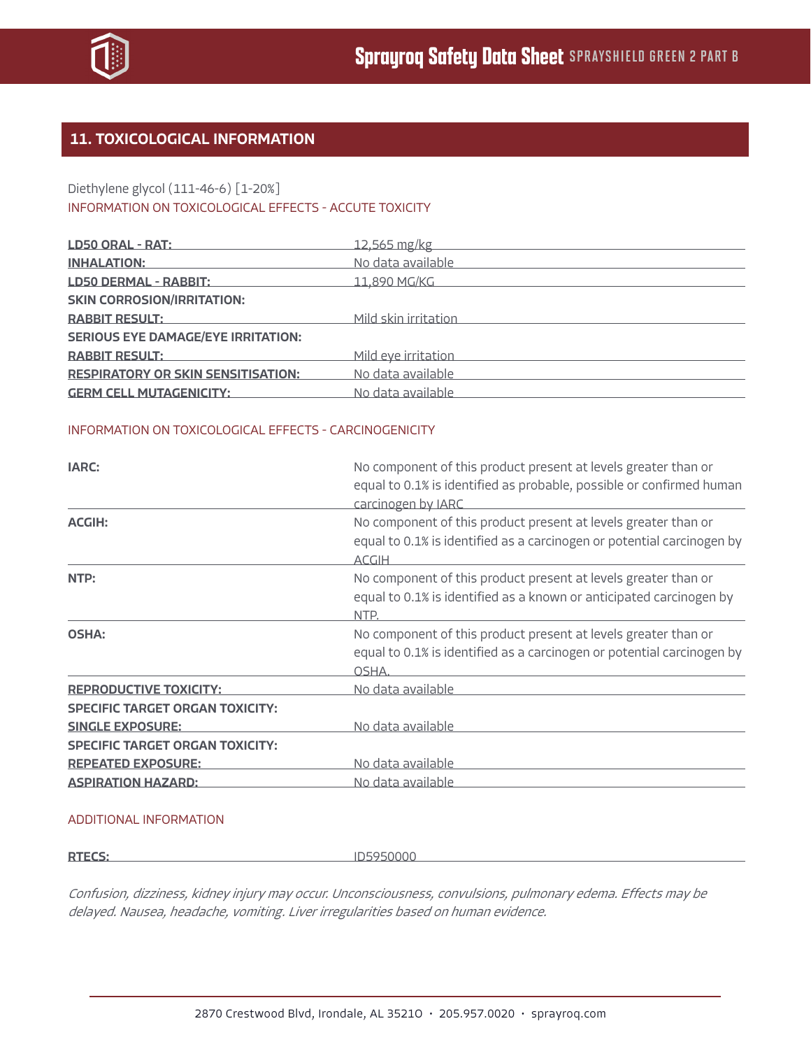## 11. TOXICOLOGICAL INFORMATION

Diethylene glycol (111-46-6) [1-20%]

INFORMATION ON TOXICOLOGICAL EFFECTS - ACCUTE TOXICITY

| | |
|---|---|
| **LD50 ORAL - RAT:** | 12,565 mg/kg |
| **INHALATION:** | No data available |
| **LD50 DERMAL - RABBIT:** | 11,890 MG/KG |
| **SKIN CORROSION/IRRITATION: RABBIT RESULT:** | Mild skin irritation |
| **SERIOUS EYE DAMAGE/EYE IRRITATION: RABBIT RESULT:** | Mild eye irritation |
| **RESPIRATORY OR SKIN SENSITISATION:** | No data available |
| **GERM CELL MUTAGENICITY:** | No data available |

INFORMATION ON TOXICOLOGICAL EFFECTS - CARCINOGENICITY

| | |
|---|---|
| **IARC:** | No component of this product present at levels greater than or equal to 0.1% is identified as probable, possible or confirmed human carcinogen by IARC |
| **ACGIH:** | No component of this product present at levels greater than or equal to 0.1% is identified as a carcinogen or potential carcinogen by ACGIH |
| **NTP:** | No component of this product present at levels greater than or equal to 0.1% is identified as a known or anticipated carcinogen by NTP. |
| **OSHA:** | No component of this product present at levels greater than or equal to 0.1% is identified as a carcinogen or potential carcinogen by OSHA. |
| **REPRODUCTIVE TOXICITY:** | No data available |
| **SPECIFIC TARGET ORGAN TOXICITY: SINGLE EXPOSURE:** | No data available |
| **SPECIFIC TARGET ORGAN TOXICITY: REPEATED EXPOSURE:** | No data available |
| **ASPIRATION HAZARD:** | No data available |

ADDITIONAL INFORMATION

| | |
|---|---|
| **RTECS:** | ID5950000 |

*Confusion, dizziness, kidney injury may occur. Unconsciousness, convulsions, pulmonary edema. Effects may be delayed. Nausea, headache, vomiting. Liver irregularities based on human evidence.*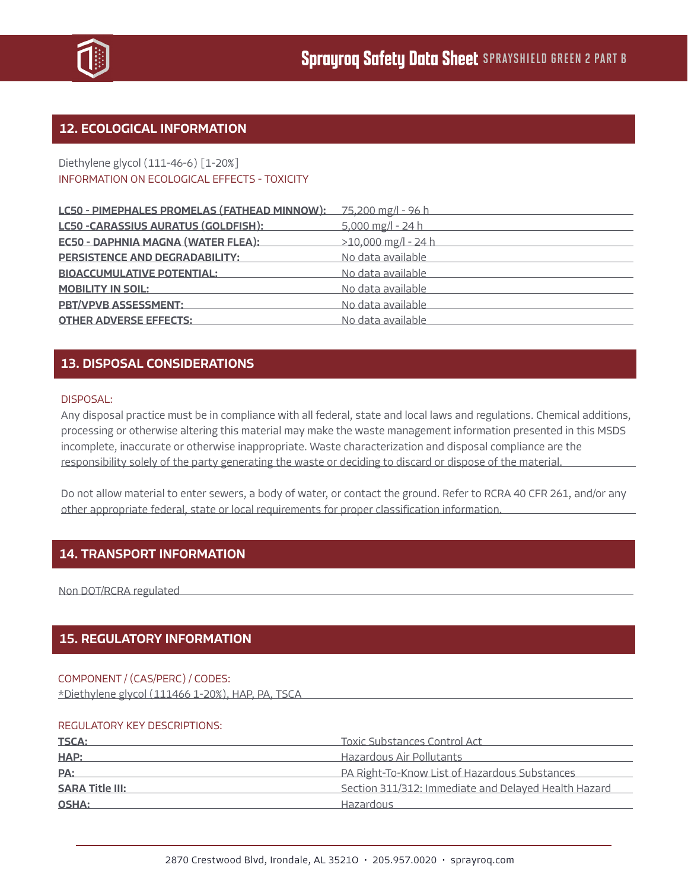## 12. ECOLOGICAL INFORMATION

Diethylene glycol (111-46-6) [1-20%]

INFORMATION ON ECOLOGICAL EFFECTS - TOXICITY

| | |
|---|---|
| **LC50 - PIMEPHALES PROMELAS (FATHEAD MINNOW):** | 75,200 mg/l - 96 h |
| **LC50 -CARASSIUS AURATUS (GOLDFISH):** | 5,000 mg/l - 24 h |
| **EC50 - DAPHNIA MAGNA (WATER FLEA):** | >10,000 mg/l - 24 h |
| **PERSISTENCE AND DEGRADABILITY:** | No data available |
| **BIOACCUMULATIVE POTENTIAL:** | No data available |
| **MOBILITY IN SOIL:** | No data available |
| **PBT/VPVB ASSESSMENT:** | No data available |
| **OTHER ADVERSE EFFECTS:** | No data available |

## 13. DISPOSAL CONSIDERATIONS

DISPOSAL:

Any disposal practice must be in compliance with all federal, state and local laws and regulations. Chemical additions, processing or otherwise altering this material may make the waste management information presented in this MSDS incomplete, inaccurate or otherwise inappropriate. Waste characterization and disposal compliance are the responsibility solely of the party generating the waste or deciding to discard or dispose of the material.

Do not allow material to enter sewers, a body of water, or contact the ground. Refer to RCRA 40 CFR 261, and/or any other appropriate federal, state or local requirements for proper classification information.

## 14. TRANSPORT INFORMATION

Non DOT/RCRA regulated

## 15. REGULATORY INFORMATION

COMPONENT / (CAS/PERC) / CODES:

*Diethylene glycol (111466 1-20%), HAP, PA, TSCA

REGULATORY KEY DESCRIPTIONS:

| | |
|---|---|
| **TSCA:** | Toxic Substances Control Act |
| **HAP:** | Hazardous Air Pollutants |
| **PA:** | PA Right-To-Know List of Hazardous Substances |
| **SARA Title III:** | Section 311/312: Immediate and Delayed Health Hazard |
| **OSHA:** | Hazardous |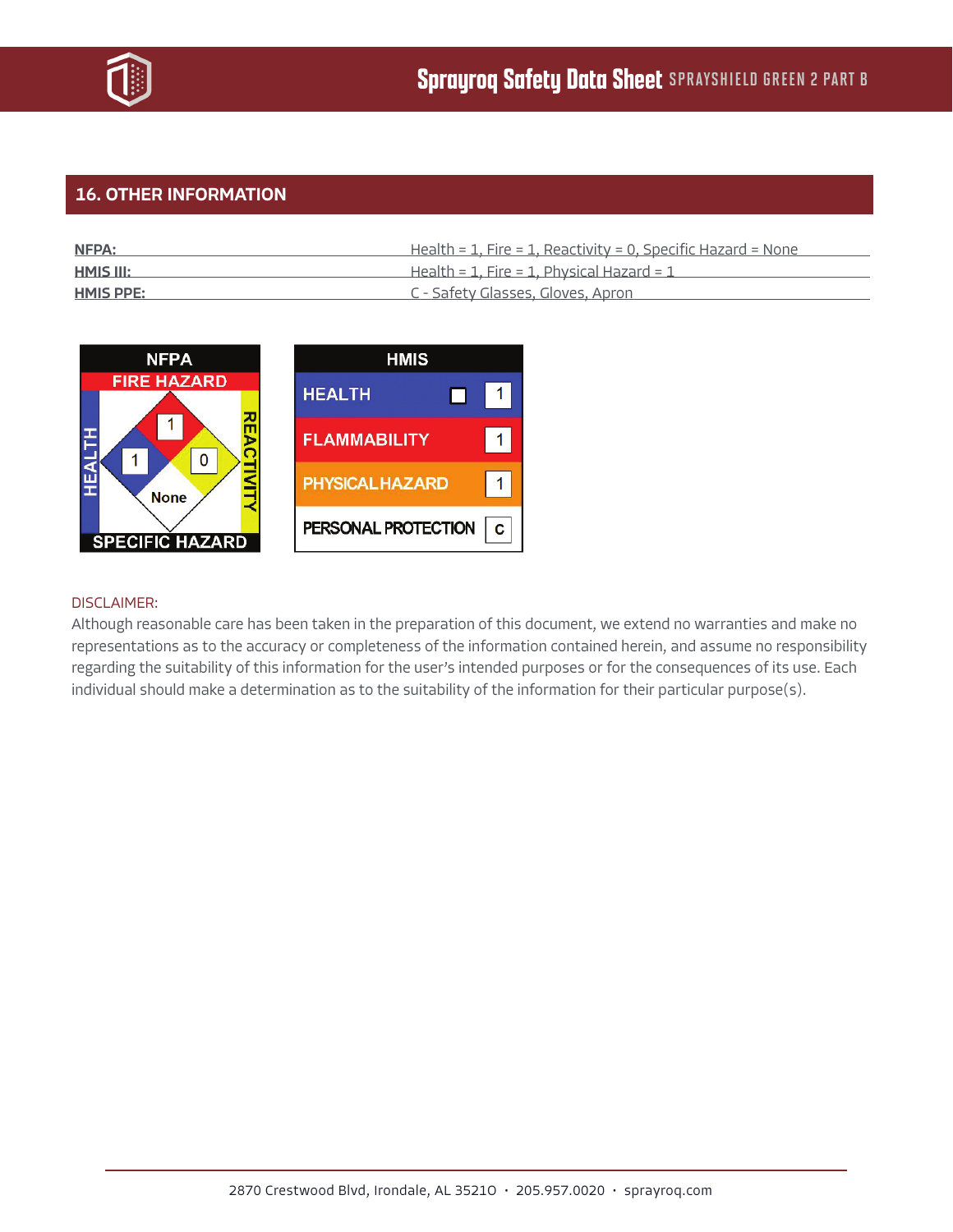## 16. OTHER INFORMATION

| | |
|---|---|
| **NFPA:** | Health = 1, Fire = 1, Reactivity = 0, Specific Hazard = None |
| **HMIS III:** | Health = 1, Fire = 1, Physical Hazard = 1 |
| **HMIS PPE:** | C - Safety Glasses, Gloves, Apron |

NFPA

FIRE HAZARD

1

HEALTH

1

REACTIVITY

0

None

SPECIFIC HAZARD

HMIS

| | |
|---|---|
| HEALTH | 1 |
| FLAMMABILITY | 1 |
| PHYSICAL HAZARD | 1 |
| PERSONAL PROTECTION | C |

DISCLAIMER:

Although reasonable care has been taken in the preparation of this document, we extend no warranties and make no representations as to the accuracy or completeness of the information contained herein, and assume no responsibility regarding the suitability of this information for the user's intended purposes or for the consequences of its use. Each individual should make a determination as to the suitability of the information for their particular purpose(s).